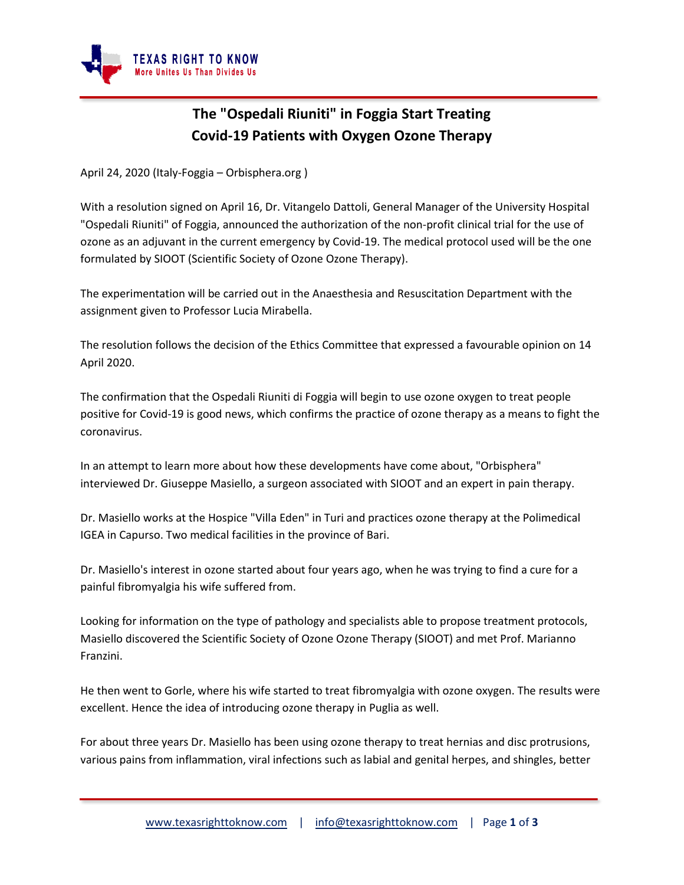# The "Ospedali Riuniti" in Foggia Start Treating Covid-19 Patients with Oxygen Ozone Therapy

April 24, 2020 (Italy-Foggia – Orbisphera.org )

With a resolution signed on April 16, Dr. Vitangelo Dattoli, General Manager of the University Hospital "Ospedali Riuniti" of Foggia, announced the authorization of the non-profit clinical trial for the use of ozone as an adjuvant in the current emergency by Covid-19. The medical protocol used will be the one formulated by SIOOT (Scientific Society of Ozone Ozone Therapy).

The experimentation will be carried out in the Anaesthesia and Resuscitation Department with the assignment given to Professor Lucia Mirabella.

The resolution follows the decision of the Ethics Committee that expressed a favourable opinion on 14 April 2020.

The confirmation that the Ospedali Riuniti di Foggia will begin to use ozone oxygen to treat people positive for Covid-19 is good news, which confirms the practice of ozone therapy as a means to fight the coronavirus.

In an attempt to learn more about how these developments have come about, "Orbisphera" interviewed Dr. Giuseppe Masiello, a surgeon associated with SIOOT and an expert in pain therapy.

Dr. Masiello works at the Hospice "Villa Eden" in Turi and practices ozone therapy at the Polimedical IGEA in Capurso. Two medical facilities in the province of Bari.

Dr. Masiello's interest in ozone started about four years ago, when he was trying to find a cure for a painful fibromyalgia his wife suffered from.

Looking for information on the type of pathology and specialists able to propose treatment protocols, Masiello discovered the Scientific Society of Ozone Ozone Therapy (SIOOT) and met Prof. Marianno Franzini.

He then went to Gorle, where his wife started to treat fibromyalgia with ozone oxygen. The results were excellent. Hence the idea of introducing ozone therapy in Puglia as well.

For about three years Dr. Masiello has been using ozone therapy to treat hernias and disc protrusions, various pains from inflammation, viral infections such as labial and genital herpes, and shingles, better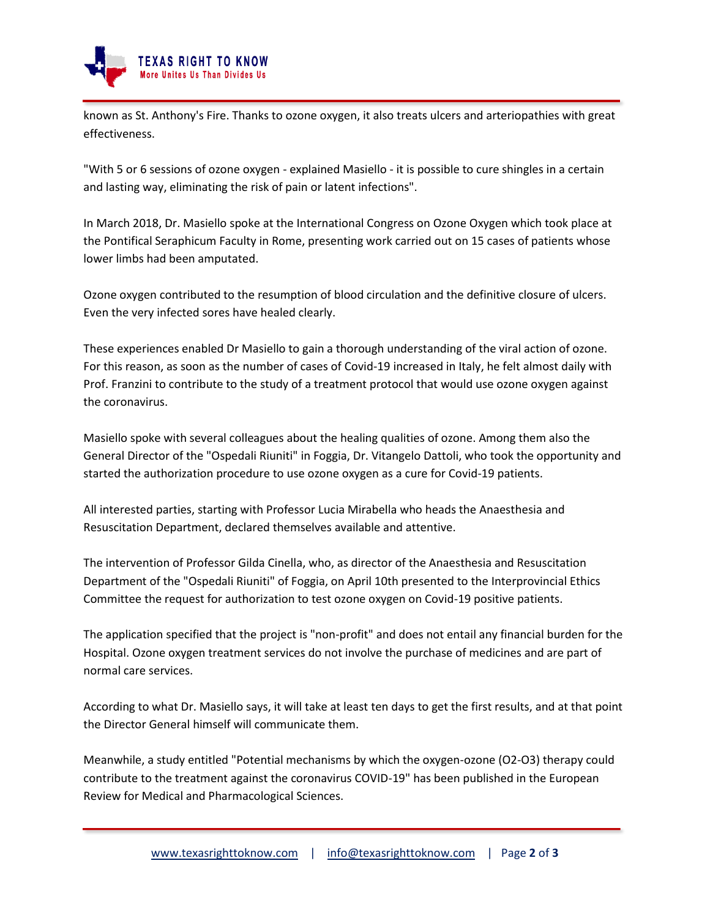known as St. Anthony's Fire. Thanks to ozone oxygen, it also treats ulcers and arteriopathies with great effectiveness.

"With 5 or 6 sessions of ozone oxygen - explained Masiello - it is possible to cure shingles in a certain and lasting way, eliminating the risk of pain or latent infections".

In March 2018, Dr. Masiello spoke at the International Congress on Ozone Oxygen which took place at the Pontifical Seraphicum Faculty in Rome, presenting work carried out on 15 cases of patients whose lower limbs had been amputated.

Ozone oxygen contributed to the resumption of blood circulation and the definitive closure of ulcers. Even the very infected sores have healed clearly.

These experiences enabled Dr Masiello to gain a thorough understanding of the viral action of ozone. For this reason, as soon as the number of cases of Covid-19 increased in Italy, he felt almost daily with Prof. Franzini to contribute to the study of a treatment protocol that would use ozone oxygen against the coronavirus.

Masiello spoke with several colleagues about the healing qualities of ozone. Among them also the General Director of the "Ospedali Riuniti" in Foggia, Dr. Vitangelo Dattoli, who took the opportunity and started the authorization procedure to use ozone oxygen as a cure for Covid-19 patients.

All interested parties, starting with Professor Lucia Mirabella who heads the Anaesthesia and Resuscitation Department, declared themselves available and attentive.

The intervention of Professor Gilda Cinella, who, as director of the Anaesthesia and Resuscitation Department of the "Ospedali Riuniti" of Foggia, on April 10th presented to the Interprovincial Ethics Committee the request for authorization to test ozone oxygen on Covid-19 positive patients.

The application specified that the project is "non-profit" and does not entail any financial burden for the Hospital. Ozone oxygen treatment services do not involve the purchase of medicines and are part of normal care services.

According to what Dr. Masiello says, it will take at least ten days to get the first results, and at that point the Director General himself will communicate them.

Meanwhile, a study entitled "Potential mechanisms by which the oxygen-ozone (O2-O3) therapy could contribute to the treatment against the coronavirus COVID-19" has been published in the European Review for Medical and Pharmacological Sciences.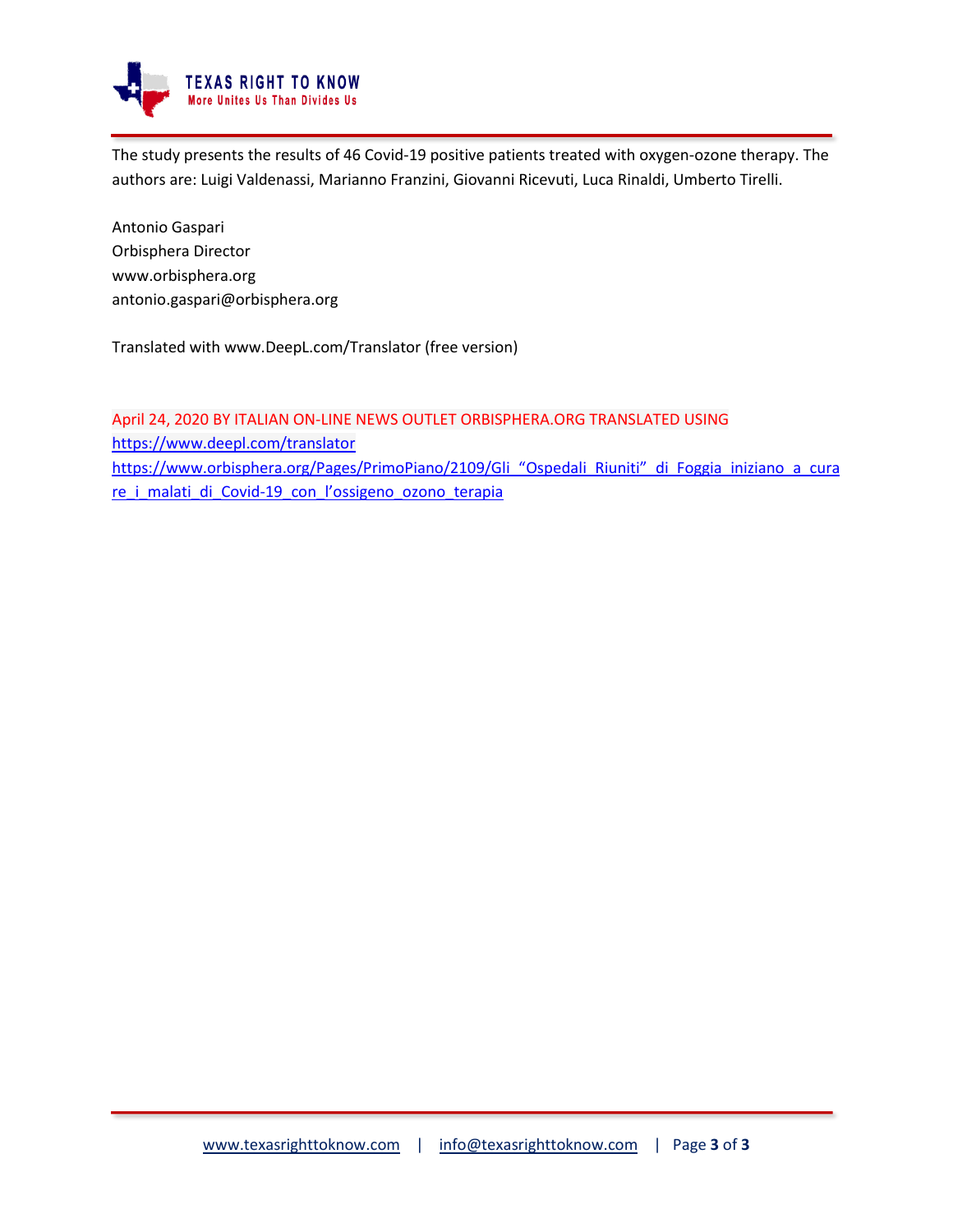The study presents the results of 46 Covid-19 positive patients treated with oxygen-ozone therapy. The authors are: Luigi Valdenassi, Marianno Franzini, Giovanni Ricevuti, Luca Rinaldi, Umberto Tirelli.

Antonio Gaspari
Orbisphera Director
www.orbisphera.org
antonio.gaspari@orbisphera.org

Translated with www.DeepL.com/Translator (free version)

April 24, 2020 BY ITALIAN ON-LINE NEWS OUTLET ORBISPHERA.ORG TRANSLATED USING
https://www.deepl.com/translator
https://www.orbisphera.org/Pages/PrimoPiano/2109/Gli_“Ospedali_Riuniti”_di_Foggia_iniziano_a_curare_i_malati_di_Covid-19_con_l’ossigeno_ozono_terapia